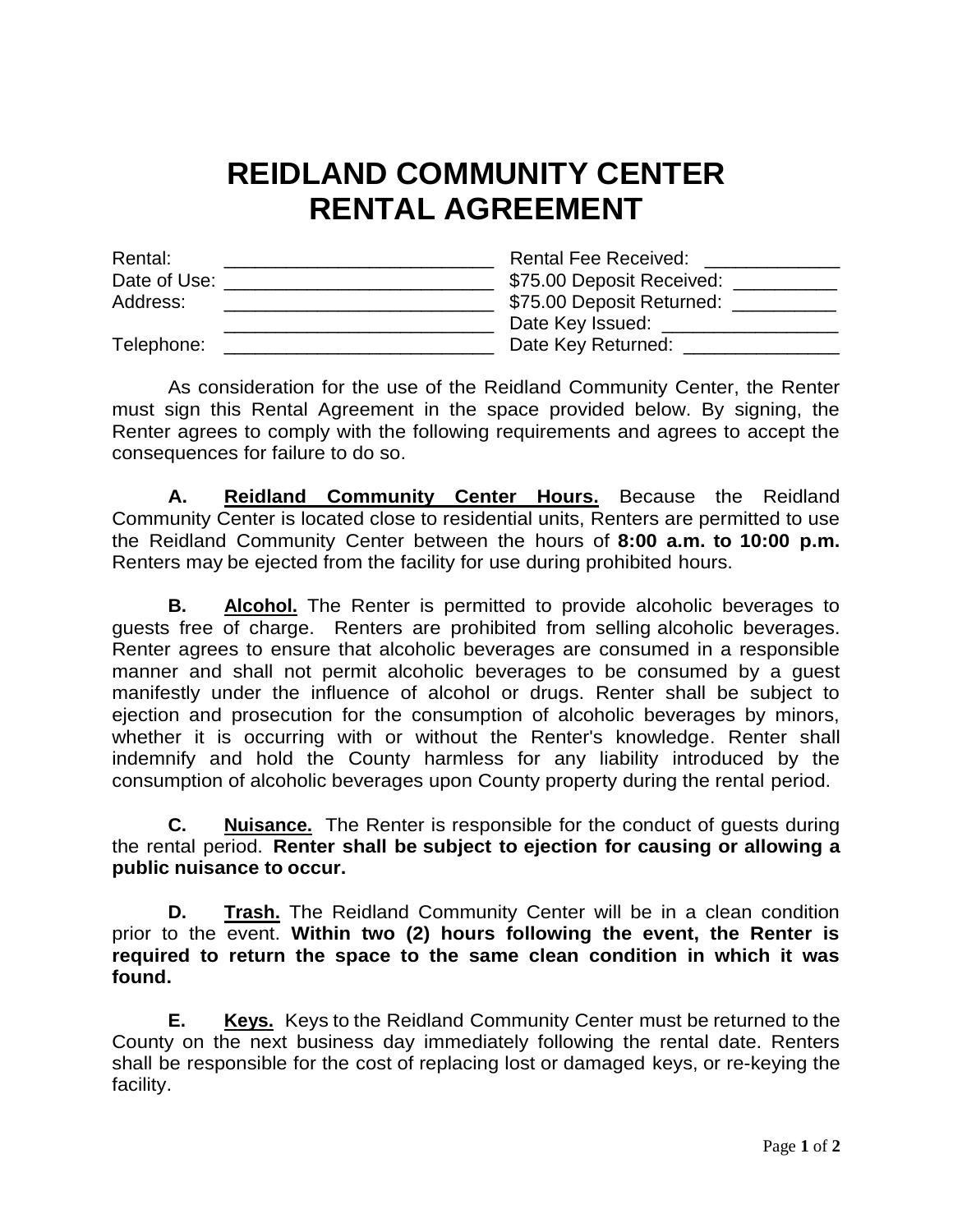# REIDLAND COMMUNITY CENTER RENTAL AGREEMENT

| | | | |
|---|---|---|---|
| Rental: | __________________________ | Rental Fee Received: | _____________ |
| Date of Use: | __________________________ | $75.00 Deposit Received: | __________ |
| Address: | __________________________ | $75.00 Deposit Returned: | __________ |
| | __________________________ | Date Key Issued: | _________________ |
| Telephone: | __________________________ | Date Key Returned: | _______________ |

As consideration for the use of the Reidland Community Center, the Renter must sign this Rental Agreement in the space provided below. By signing, the Renter agrees to comply with the following requirements and agrees to accept the consequences for failure to do so.

**A.** **Reidland Community Center Hours.** Because the Reidland Community Center is located close to residential units, Renters are permitted to use the Reidland Community Center between the hours of **8:00 a.m. to 10:00 p.m.** Renters may be ejected from the facility for use during prohibited hours.

**B.** **Alcohol.** The Renter is permitted to provide alcoholic beverages to guests free of charge. Renters are prohibited from selling alcoholic beverages. Renter agrees to ensure that alcoholic beverages are consumed in a responsible manner and shall not permit alcoholic beverages to be consumed by a guest manifestly under the influence of alcohol or drugs. Renter shall be subject to ejection and prosecution for the consumption of alcoholic beverages by minors, whether it is occurring with or without the Renter's knowledge. Renter shall indemnify and hold the County harmless for any liability introduced by the consumption of alcoholic beverages upon County property during the rental period.

**C.** **Nuisance.** The Renter is responsible for the conduct of guests during the rental period. **Renter shall be subject to ejection for causing or allowing a public nuisance to occur.**

**D.** **Trash.** The Reidland Community Center will be in a clean condition prior to the event. **Within two (2) hours following the event, the Renter is required to return the space to the same clean condition in which it was found.**

**E.** **Keys.** Keys to the Reidland Community Center must be returned to the County on the next business day immediately following the rental date. Renters shall be responsible for the cost of replacing lost or damaged keys, or re-keying the facility.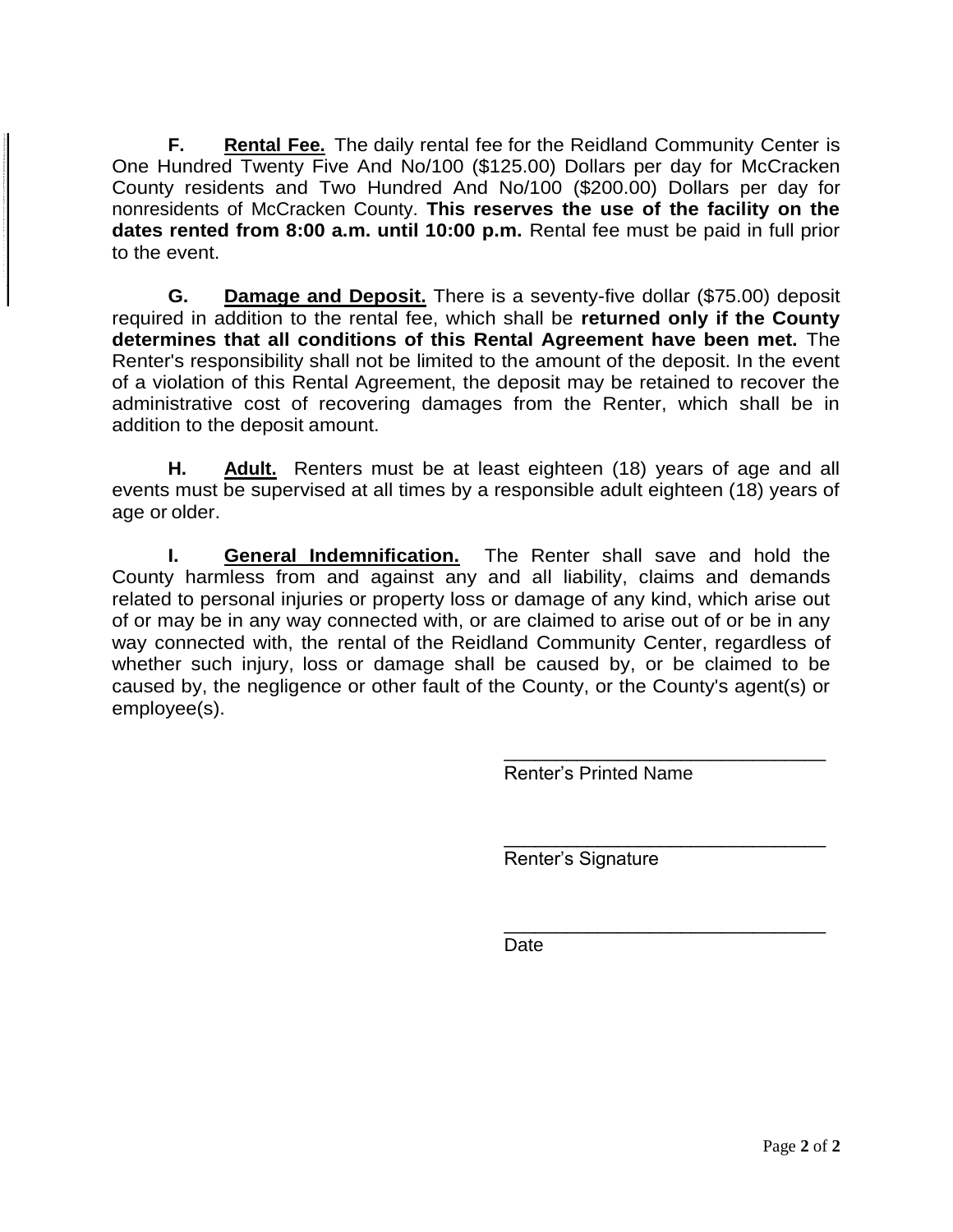**F. Rental Fee.** The daily rental fee for the Reidland Community Center is One Hundred Twenty Five And No/100 ($125.00) Dollars per day for McCracken County residents and Two Hundred And No/100 ($200.00) Dollars per day for nonresidents of McCracken County. **This reserves the use of the facility on the dates rented from 8:00 a.m. until 10:00 p.m.** Rental fee must be paid in full prior to the event.

**G. Damage and Deposit.** There is a seventy-five dollar ($75.00) deposit required in addition to the rental fee, which shall be **returned only if the County determines that all conditions of this Rental Agreement have been met.** The Renter's responsibility shall not be limited to the amount of the deposit. In the event of a violation of this Rental Agreement, the deposit may be retained to recover the administrative cost of recovering damages from the Renter, which shall be in addition to the deposit amount.

**H. Adult.** Renters must be at least eighteen (18) years of age and all events must be supervised at all times by a responsible adult eighteen (18) years of age or older.

**I. General Indemnification.** The Renter shall save and hold the County harmless from and against any and all liability, claims and demands related to personal injuries or property loss or damage of any kind, which arise out of or may be in any way connected with, or are claimed to arise out of or be in any way connected with, the rental of the Reidland Community Center, regardless of whether such injury, loss or damage shall be caused by, or be claimed to be caused by, the negligence or other fault of the County, or the County's agent(s) or employee(s).

_______________________________
Renter's Printed Name

_______________________________
Renter's Signature

_______________________________
Date